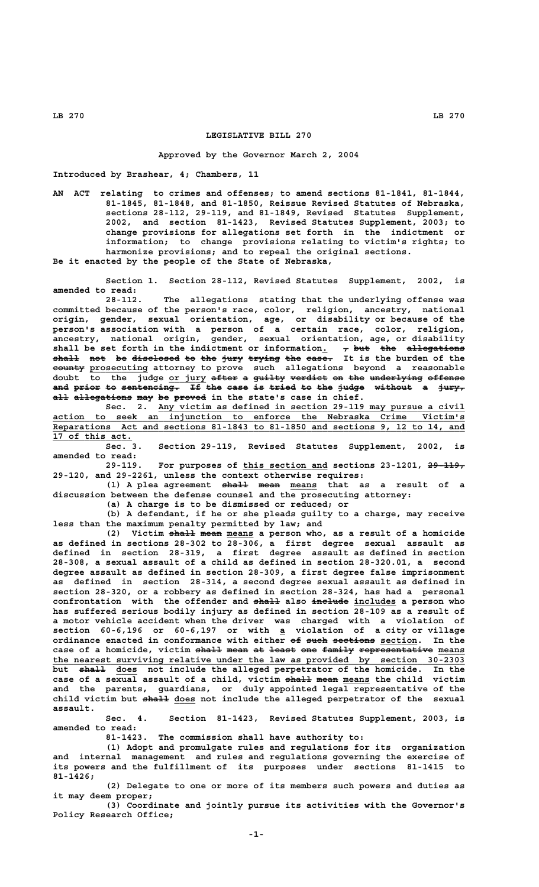# LEGISLATIVE BILL 270

**Approved by the Governor March 2, 2004**

**Introduced by Brashear, 4; Chambers, 11**

AN ACT relating to crimes and offenses; to amend sections 81-1841, 81-1844, 81-1845, 81-1848, and 81-1850, Reissue Revised Statutes of Nebraska, sections 28-112, 29-119, and 81-1849, Revised Statutes Supplement, 2002, and section 81-1423, Revised Statutes Supplement, 2003; to change provisions for allegations set forth in the indictment or information; to change provisions relating to victim's rights; to harmonize provisions; and to repeal the original sections.

Be it enacted by the people of the State of Nebraska,

Section 1. Section 28-112, Revised Statutes Supplement, 2002, is amended to read:

28-112. The allegations stating that the underlying offense was committed because of the person's race, color, religion, ancestry, national origin, gender, sexual orientation, age, or disability or because of the person's association with a person of a certain race, color, religion, ancestry, national origin, gender, sexual orientation, age, or disability shall be set forth in the indictment or information. ~~, but the allegations shall not be disclosed to the jury trying the case.~~ It is the burden of the ~~county~~ prosecuting attorney to prove such allegations beyond a reasonable doubt to the judge or jury ~~after a guilty verdict on the underlying offense and prior to sentencing. If the case is tried to the judge without a jury, all allegations may be proved~~ in the state's case in chief.

Sec. 2. Any victim as defined in section 29-119 may pursue a civil action to seek an injunction to enforce the Nebraska Crime Victim's Reparations Act and sections 81-1843 to 81-1850 and sections 9, 12 to 14, and 17 of this act.

Sec. 3. Section 29-119, Revised Statutes Supplement, 2002, is amended to read:

29-119. For purposes of this section and sections 23-1201, ~~29-119,~~ 29-120, and 29-2261, unless the context otherwise requires:

(1) A plea agreement ~~shall mean~~ means that as a result of a discussion between the defense counsel and the prosecuting attorney:

(a) A charge is to be dismissed or reduced; or

(b) A defendant, if he or she pleads guilty to a charge, may receive less than the maximum penalty permitted by law; and

(2) Victim ~~shall mean~~ means a person who, as a result of a homicide as defined in sections 28-302 to 28-306, a first degree sexual assault as defined in section 28-319, a first degree assault as defined in section 28-308, a sexual assault of a child as defined in section 28-320.01, a second degree assault as defined in section 28-309, a first degree false imprisonment as defined in section 28-314, a second degree sexual assault as defined in section 28-320, or a robbery as defined in section 28-324, has had a personal confrontation with the offender and ~~shall~~ also ~~include~~ includes a person who has suffered serious bodily injury as defined in section 28-109 as a result of a motor vehicle accident when the driver was charged with a violation of section 60-6,196 or 60-6,197 or with a violation of a city or village ordinance enacted in conformance with either ~~of such sections~~ section. In the case of a homicide, victim ~~shall mean at least one family representative~~ means the nearest surviving relative under the law as provided by section 30-2303 but ~~shall~~ does not include the alleged perpetrator of the homicide. In the case of a sexual assault of a child, victim ~~shall mean~~ means the child victim and the parents, guardians, or duly appointed legal representative of the child victim but ~~shall~~ does not include the alleged perpetrator of the sexual assault.

Sec. 4. Section 81-1423, Revised Statutes Supplement, 2003, is amended to read:

81-1423. The commission shall have authority to:

(1) Adopt and promulgate rules and regulations for its organization and internal management and rules and regulations governing the exercise of its powers and the fulfillment of its purposes under sections 81-1415 to 81-1426;

(2) Delegate to one or more of its members such powers and duties as it may deem proper;

(3) Coordinate and jointly pursue its activities with the Governor's Policy Research Office;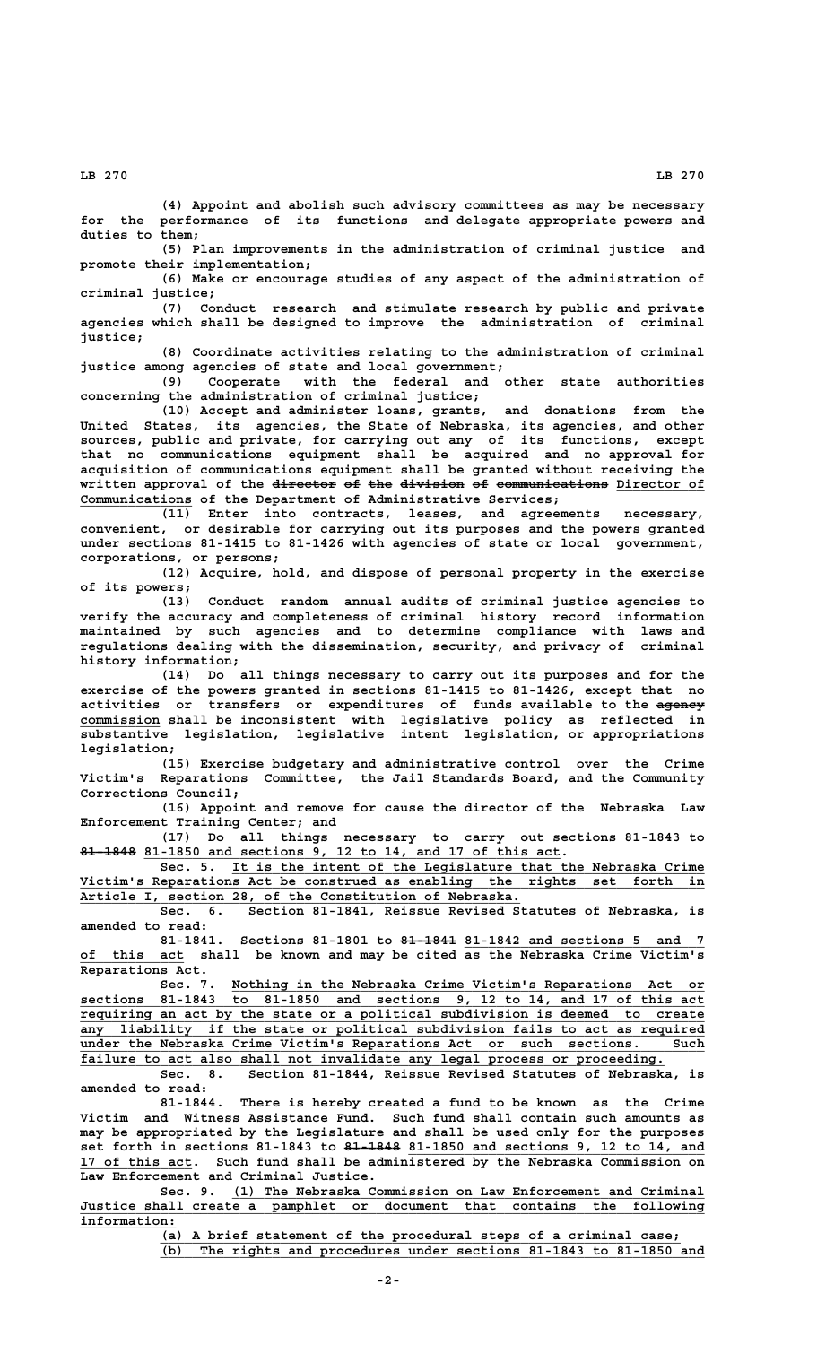(4) Appoint and abolish such advisory committees as may be necessary for the performance of its functions and delegate appropriate powers and duties to them;

(5) Plan improvements in the administration of criminal justice and promote their implementation;

(6) Make or encourage studies of any aspect of the administration of criminal justice;

(7) Conduct research and stimulate research by public and private agencies which shall be designed to improve the administration of criminal justice;

(8) Coordinate activities relating to the administration of criminal justice among agencies of state and local government;

(9) Cooperate with the federal and other state authorities concerning the administration of criminal justice;

(10) Accept and administer loans, grants, and donations from the United States, its agencies, the State of Nebraska, its agencies, and other sources, public and private, for carrying out any of its functions, except that no communications equipment shall be acquired and no approval for acquisition of communications equipment shall be granted without receiving the written approval of the ~~director of the division of communications~~ Director of Communications of the Department of Administrative Services;

(11) Enter into contracts, leases, and agreements necessary, convenient, or desirable for carrying out its purposes and the powers granted under sections 81-1415 to 81-1426 with agencies of state or local government, corporations, or persons;

(12) Acquire, hold, and dispose of personal property in the exercise of its powers;

(13) Conduct random annual audits of criminal justice agencies to verify the accuracy and completeness of criminal history record information maintained by such agencies and to determine compliance with laws and regulations dealing with the dissemination, security, and privacy of criminal history information;

(14) Do all things necessary to carry out its purposes and for the exercise of the powers granted in sections 81-1415 to 81-1426, except that no activities or transfers or expenditures of funds available to the ~~agency~~ commission shall be inconsistent with legislative policy as reflected in substantive legislation, legislative intent legislation, or appropriations legislation;

(15) Exercise budgetary and administrative control over the Crime Victim's Reparations Committee, the Jail Standards Board, and the Community Corrections Council;

(16) Appoint and remove for cause the director of the Nebraska Law Enforcement Training Center; and

(17) Do all things necessary to carry out sections 81-1843 to ~~81-1848~~ 81-1850 and sections 9, 12 to 14, and 17 of this act.

Sec. 5. It is the intent of the Legislature that the Nebraska Crime Victim's Reparations Act be construed as enabling the rights set forth in Article I, section 28, of the Constitution of Nebraska.

Sec. 6. Section 81-1841, Reissue Revised Statutes of Nebraska, is amended to read:

81-1841. Sections 81-1801 to ~~81-1841~~ 81-1842 and sections 5 and 7 of this act shall be known and may be cited as the Nebraska Crime Victim's Reparations Act.

Sec. 7. Nothing in the Nebraska Crime Victim's Reparations Act or sections 81-1843 to 81-1850 and sections 9, 12 to 14, and 17 of this act requiring an act by the state or a political subdivision is deemed to create any liability if the state or political subdivision fails to act as required under the Nebraska Crime Victim's Reparations Act or such sections. Such failure to act also shall not invalidate any legal process or proceeding.

Sec. 8. Section 81-1844, Reissue Revised Statutes of Nebraska, is amended to read:

81-1844. There is hereby created a fund to be known as the Crime Victim and Witness Assistance Fund. Such fund shall contain such amounts as may be appropriated by the Legislature and shall be used only for the purposes set forth in sections 81-1843 to ~~81-1848~~ 81-1850 and sections 9, 12 to 14, and 17 of this act. Such fund shall be administered by the Nebraska Commission on Law Enforcement and Criminal Justice.

Sec. 9. (1) The Nebraska Commission on Law Enforcement and Criminal Justice shall create a pamphlet or document that contains the following information:

(a) A brief statement of the procedural steps of a criminal case;

(b) The rights and procedures under sections 81-1843 to 81-1850 and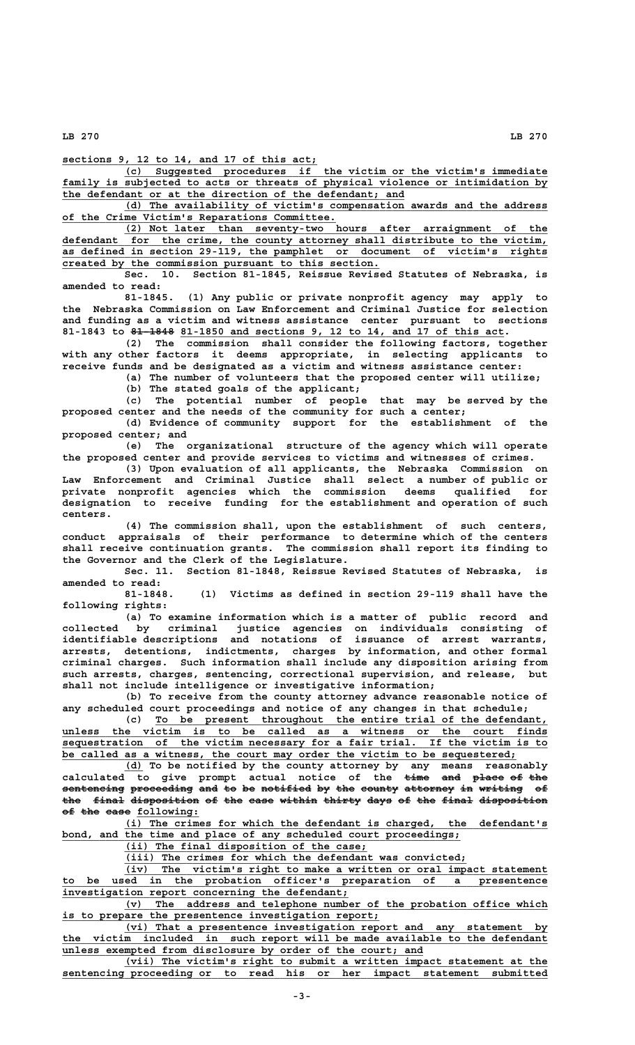sections 9, 12 to 14, and 17 of this act;

(c) Suggested procedures if the victim or the victim's immediate family is subjected to acts or threats of physical violence or intimidation by the defendant or at the direction of the defendant; and

(d) The availability of victim's compensation awards and the address of the Crime Victim's Reparations Committee.

(2) Not later than seventy-two hours after arraignment of the defendant for the crime, the county attorney shall distribute to the victim, as defined in section 29-119, the pamphlet or document of victim's rights created by the commission pursuant to this section.

Sec. 10. Section 81-1845, Reissue Revised Statutes of Nebraska, is amended to read:

81-1845. (1) Any public or private nonprofit agency may apply to the Nebraska Commission on Law Enforcement and Criminal Justice for selection and funding as a victim and witness assistance center pursuant to sections 81-1843 to ~~81-1848~~ 81-1850 and sections 9, 12 to 14, and 17 of this act.

(2) The commission shall consider the following factors, together with any other factors it deems appropriate, in selecting applicants to receive funds and be designated as a victim and witness assistance center:

(a) The number of volunteers that the proposed center will utilize;

(b) The stated goals of the applicant;

(c) The potential number of people that may be served by the proposed center and the needs of the community for such a center;

(d) Evidence of community support for the establishment of the proposed center; and

(e) The organizational structure of the agency which will operate the proposed center and provide services to victims and witnesses of crimes.

(3) Upon evaluation of all applicants, the Nebraska Commission on Law Enforcement and Criminal Justice shall select a number of public or private nonprofit agencies which the commission deems qualified for designation to receive funding for the establishment and operation of such centers.

(4) The commission shall, upon the establishment of such centers, conduct appraisals of their performance to determine which of the centers shall receive continuation grants. The commission shall report its finding to the Governor and the Clerk of the Legislature.

Sec. 11. Section 81-1848, Reissue Revised Statutes of Nebraska, is amended to read:

81-1848. (1) Victims as defined in section 29-119 shall have the following rights:

(a) To examine information which is a matter of public record and collected by criminal justice agencies on individuals consisting of identifiable descriptions and notations of issuance of arrest warrants, arrests, detentions, indictments, charges by information, and other formal criminal charges. Such information shall include any disposition arising from such arrests, charges, sentencing, correctional supervision, and release, but shall not include intelligence or investigative information;

(b) To receive from the county attorney advance reasonable notice of any scheduled court proceedings and notice of any changes in that schedule;

(c) To be present throughout the entire trial of the defendant, unless the victim is to be called as a witness or the court finds sequestration of the victim necessary for a fair trial. If the victim is to be called as a witness, the court may order the victim to be sequestered;

(d) To be notified by the county attorney by any means reasonably calculated to give prompt actual notice of the ~~time and place of the sentencing proceeding and to be notified by the county attorney in writing of the final disposition of the case within thirty days of the final disposition of the case~~ following:

(i) The crimes for which the defendant is charged, the defendant's bond, and the time and place of any scheduled court proceedings;

(ii) The final disposition of the case;

(iii) The crimes for which the defendant was convicted;

(iv) The victim's right to make a written or oral impact statement to be used in the probation officer's preparation of a presentence investigation report concerning the defendant;

(v) The address and telephone number of the probation office which is to prepare the presentence investigation report;

(vi) That a presentence investigation report and any statement by the victim included in such report will be made available to the defendant unless exempted from disclosure by order of the court; and

(vii) The victim's right to submit a written impact statement at the sentencing proceeding or to read his or her impact statement submitted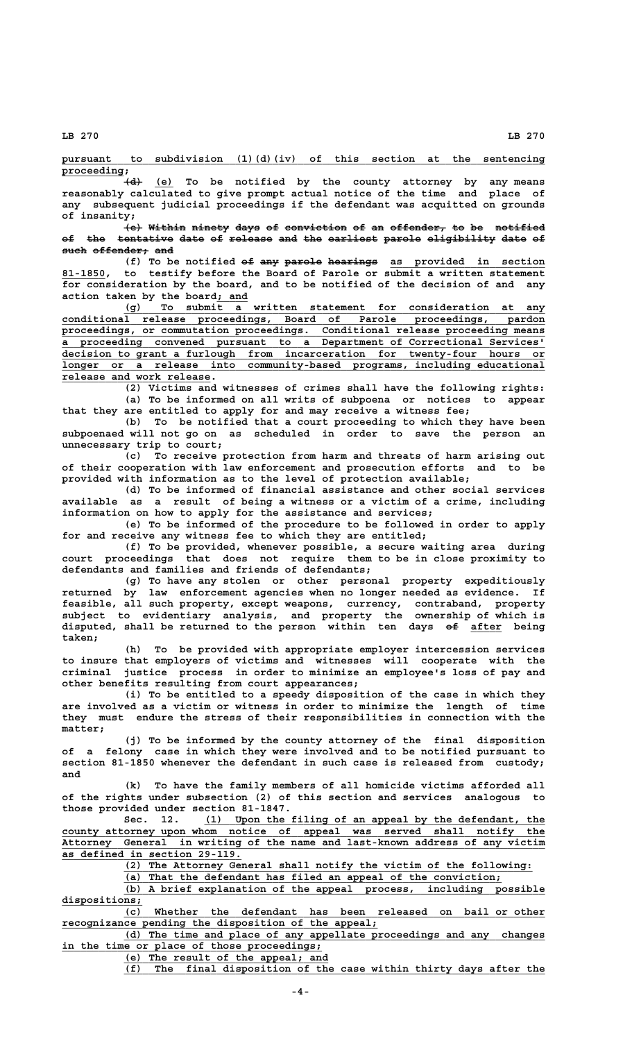pursuant to subdivision (1)(d)(iv) of this section at the sentencing proceeding;

~~(d)~~ (e) To be notified by the county attorney by any means reasonably calculated to give prompt actual notice of the time and place of any subsequent judicial proceedings if the defendant was acquitted on grounds of insanity;

~~(e) Within ninety days of conviction of an offender, to be notified of the tentative date of release and the earliest parole eligibility date of such offender; and~~

(f) To be notified ~~of any parole hearings~~ as provided in section 81-1850, to testify before the Board of Parole or submit a written statement for consideration by the board, and to be notified of the decision of and any action taken by the board; and

(g) To submit a written statement for consideration at any conditional release proceedings, Board of Parole proceedings, pardon proceedings, or commutation proceedings. Conditional release proceeding means a proceeding convened pursuant to a Department of Correctional Services' decision to grant a furlough from incarceration for twenty-four hours or longer or a release into community-based programs, including educational release and work release.

(2) Victims and witnesses of crimes shall have the following rights:

(a) To be informed on all writs of subpoena or notices to appear that they are entitled to apply for and may receive a witness fee;

(b) To be notified that a court proceeding to which they have been subpoenaed will not go on as scheduled in order to save the person an unnecessary trip to court;

(c) To receive protection from harm and threats of harm arising out of their cooperation with law enforcement and prosecution efforts and to be provided with information as to the level of protection available;

(d) To be informed of financial assistance and other social services available as a result of being a witness or a victim of a crime, including information on how to apply for the assistance and services;

(e) To be informed of the procedure to be followed in order to apply for and receive any witness fee to which they are entitled;

(f) To be provided, whenever possible, a secure waiting area during court proceedings that does not require them to be in close proximity to defendants and families and friends of defendants;

(g) To have any stolen or other personal property expeditiously returned by law enforcement agencies when no longer needed as evidence. If feasible, all such property, except weapons, currency, contraband, property subject to evidentiary analysis, and property the ownership of which is disputed, shall be returned to the person within ten days ~~of~~ after being taken;

(h) To be provided with appropriate employer intercession services to insure that employers of victims and witnesses will cooperate with the criminal justice process in order to minimize an employee's loss of pay and other benefits resulting from court appearances;

(i) To be entitled to a speedy disposition of the case in which they are involved as a victim or witness in order to minimize the length of time they must endure the stress of their responsibilities in connection with the matter;

(j) To be informed by the county attorney of the final disposition of a felony case in which they were involved and to be notified pursuant to section 81-1850 whenever the defendant in such case is released from custody; and

(k) To have the family members of all homicide victims afforded all of the rights under subsection (2) of this section and services analogous to those provided under section 81-1847.

Sec. 12. (1) Upon the filing of an appeal by the defendant, the county attorney upon whom notice of appeal was served shall notify the Attorney General in writing of the name and last-known address of any victim as defined in section 29-119.

(2) The Attorney General shall notify the victim of the following:

(a) That the defendant has filed an appeal of the conviction;

(b) A brief explanation of the appeal process, including possible dispositions;

(c) Whether the defendant has been released on bail or other recognizance pending the disposition of the appeal;

(d) The time and place of any appellate proceedings and any changes in the time or place of those proceedings;

(e) The result of the appeal; and

(f) The final disposition of the case within thirty days after the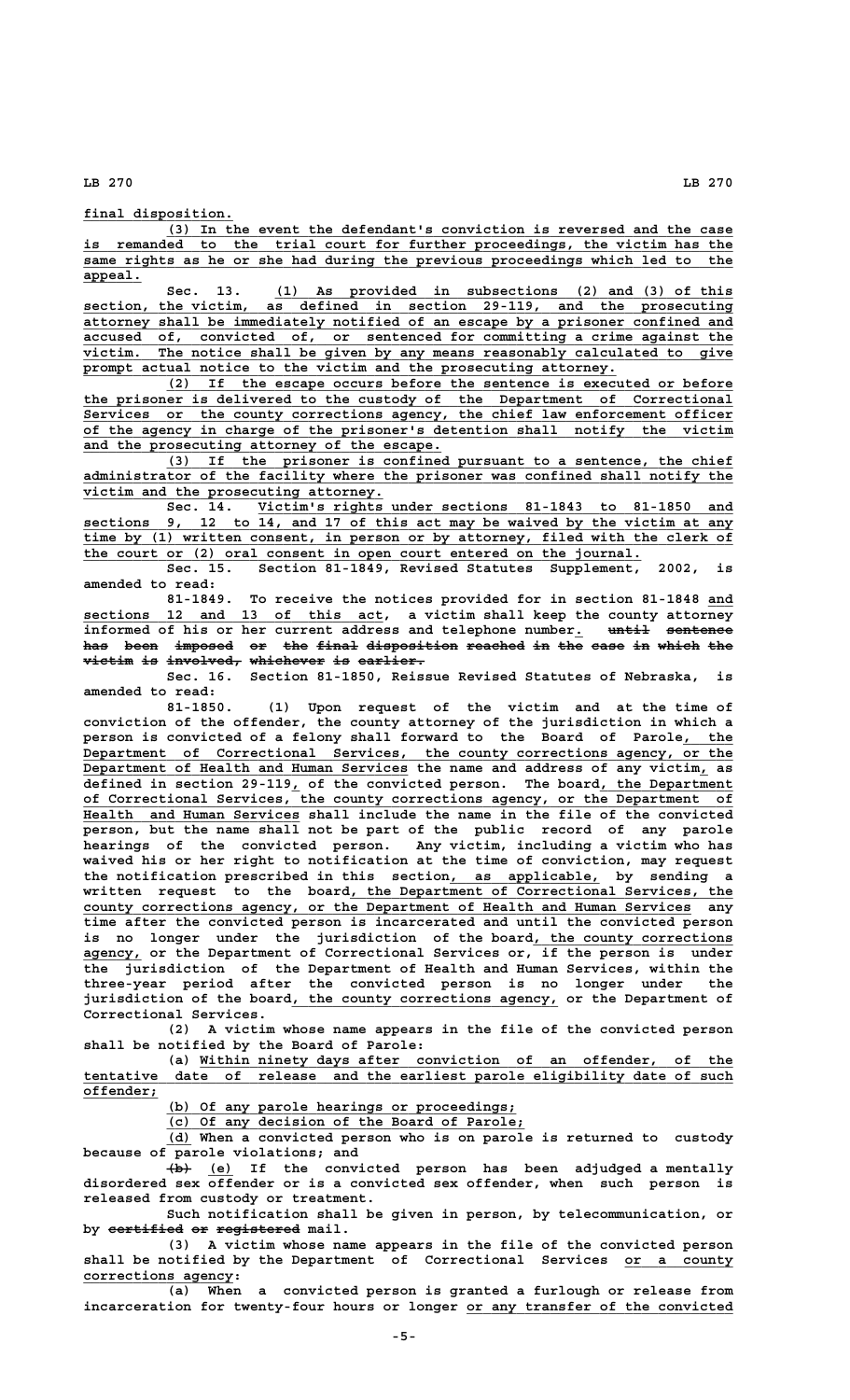final disposition.

(3) In the event the defendant's conviction is reversed and the case is remanded to the trial court for further proceedings, the victim has the same rights as he or she had during the previous proceedings which led to the appeal.

Sec. 13. (1) As provided in subsections (2) and (3) of this section, the victim, as defined in section 29-119, and the prosecuting attorney shall be immediately notified of an escape by a prisoner confined and accused of, convicted of, or sentenced for committing a crime against the victim. The notice shall be given by any means reasonably calculated to give prompt actual notice to the victim and the prosecuting attorney.

(2) If the escape occurs before the sentence is executed or before the prisoner is delivered to the custody of the Department of Correctional Services or the county corrections agency, the chief law enforcement officer of the agency in charge of the prisoner's detention shall notify the victim and the prosecuting attorney of the escape.

(3) If the prisoner is confined pursuant to a sentence, the chief administrator of the facility where the prisoner was confined shall notify the victim and the prosecuting attorney.

Sec. 14. Victim's rights under sections 81-1843 to 81-1850 and sections 9, 12 to 14, and 17 of this act may be waived by the victim at any time by (1) written consent, in person or by attorney, filed with the clerk of the court or (2) oral consent in open court entered on the journal.

Sec. 15. Section 81-1849, Revised Statutes Supplement, 2002, is amended to read:

81-1849. To receive the notices provided for in section 81-1848 and sections 12 and 13 of this act, a victim shall keep the county attorney informed of his or her current address and telephone number. ~~until sentence has been imposed or the final disposition reached in the case in which the victim is involved, whichever is earlier.~~

Sec. 16. Section 81-1850, Reissue Revised Statutes of Nebraska, is amended to read:

81-1850. (1) Upon request of the victim and at the time of conviction of the offender, the county attorney of the jurisdiction in which a person is convicted of a felony shall forward to the Board of Parole, the Department of Correctional Services, the county corrections agency, or the Department of Health and Human Services the name and address of any victim, as defined in section 29-119, of the convicted person. The board, the Department of Correctional Services, the county corrections agency, or the Department of Health and Human Services shall include the name in the file of the convicted person, but the name shall not be part of the public record of any parole hearings of the convicted person. Any victim, including a victim who has waived his or her right to notification at the time of conviction, may request the notification prescribed in this section, as applicable, by sending a written request to the board, the Department of Correctional Services, the county corrections agency, or the Department of Health and Human Services any time after the convicted person is incarcerated and until the convicted person is no longer under the jurisdiction of the board, the county corrections agency, or the Department of Correctional Services or, if the person is under the jurisdiction of the Department of Health and Human Services, within the three-year period after the convicted person is no longer under the jurisdiction of the board, the county corrections agency, or the Department of Correctional Services.

(2) A victim whose name appears in the file of the convicted person shall be notified by the Board of Parole:

(a) Within ninety days after conviction of an offender, of the tentative date of release and the earliest parole eligibility date of such offender;

(b) Of any parole hearings or proceedings;

(c) Of any decision of the Board of Parole;

(d) When a convicted person who is on parole is returned to custody because of parole violations; and

~~(b)~~ (e) If the convicted person has been adjudged a mentally disordered sex offender or is a convicted sex offender, when such person is released from custody or treatment.

Such notification shall be given in person, by telecommunication, or by ~~certified or registered~~ mail.

(3) A victim whose name appears in the file of the convicted person shall be notified by the Department of Correctional Services or a county corrections agency:

(a) When a convicted person is granted a furlough or release from incarceration for twenty-four hours or longer or any transfer of the convicted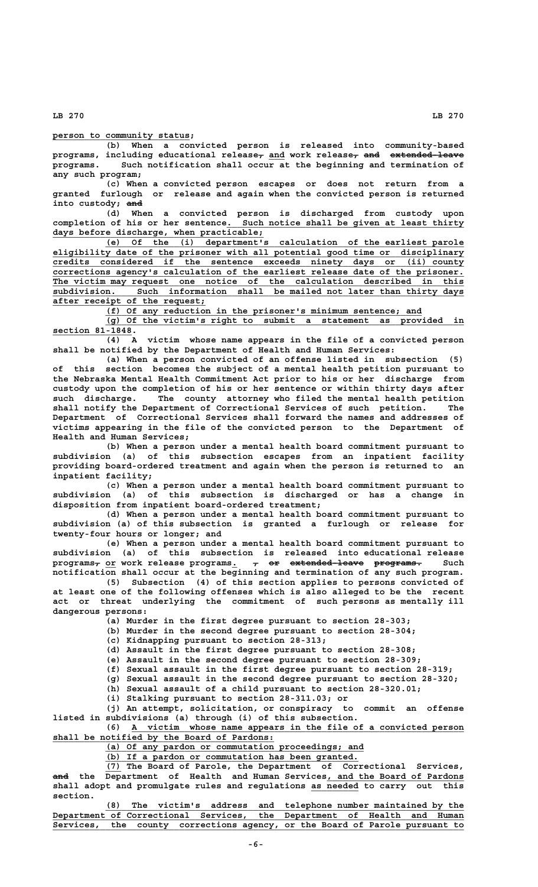person to community status;

(b) When a convicted person is released into community-based programs, including educational release, and work release, and extended-leave programs. Such notification shall occur at the beginning and termination of any such program;

(c) When a convicted person escapes or does not return from a granted furlough or release and again when the convicted person is returned into custody; and

(d) When a convicted person is discharged from custody upon completion of his or her sentence. Such notice shall be given at least thirty days before discharge, when practicable;

(e) Of the (i) department's calculation of the earliest parole eligibility date of the prisoner with all potential good time or disciplinary credits considered if the sentence exceeds ninety days or (ii) county corrections agency's calculation of the earliest release date of the prisoner. The victim may request one notice of the calculation described in this subdivision. Such information shall be mailed not later than thirty days after receipt of the request;

(f) Of any reduction in the prisoner's minimum sentence; and

(g) Of the victim's right to submit a statement as provided in section 81-1848.

(4) A victim whose name appears in the file of a convicted person shall be notified by the Department of Health and Human Services:

(a) When a person convicted of an offense listed in subsection (5) of this section becomes the subject of a mental health petition pursuant to the Nebraska Mental Health Commitment Act prior to his or her discharge from custody upon the completion of his or her sentence or within thirty days after such discharge. The county attorney who filed the mental health petition shall notify the Department of Correctional Services of such petition. The Department of Correctional Services shall forward the names and addresses of victims appearing in the file of the convicted person to the Department of Health and Human Services;

(b) When a person under a mental health board commitment pursuant to subdivision (a) of this subsection escapes from an inpatient facility providing board-ordered treatment and again when the person is returned to an inpatient facility;

(c) When a person under a mental health board commitment pursuant to subdivision (a) of this subsection is discharged or has a change in disposition from inpatient board-ordered treatment;

(d) When a person under a mental health board commitment pursuant to subdivision (a) of this subsection is granted a furlough or release for twenty-four hours or longer; and

(e) When a person under a mental health board commitment pursuant to subdivision (a) of this subsection is released into educational release programs, or work release programs. , or extended-leave programs. Such notification shall occur at the beginning and termination of any such program.

(5) Subsection (4) of this section applies to persons convicted of at least one of the following offenses which is also alleged to be the recent act or threat underlying the commitment of such persons as mentally ill dangerous persons:

(a) Murder in the first degree pursuant to section 28-303;

(b) Murder in the second degree pursuant to section 28-304;

(c) Kidnapping pursuant to section 28-313;

(d) Assault in the first degree pursuant to section 28-308;

(e) Assault in the second degree pursuant to section 28-309;

(f) Sexual assault in the first degree pursuant to section 28-319;

(g) Sexual assault in the second degree pursuant to section 28-320;

(h) Sexual assault of a child pursuant to section 28-320.01;

(i) Stalking pursuant to section 28-311.03; or

(j) An attempt, solicitation, or conspiracy to commit an offense listed in subdivisions (a) through (i) of this subsection.

(6) A victim whose name appears in the file of a convicted person shall be notified by the Board of Pardons:

(a) Of any pardon or commutation proceedings; and

(b) If a pardon or commutation has been granted.

(7) The Board of Parole, the Department of Correctional Services, and the Department of Health and Human Services, and the Board of Pardons shall adopt and promulgate rules and regulations as needed to carry out this section.

(8) The victim's address and telephone number maintained by the Department of Correctional Services, the Department of Health and Human Services, the county corrections agency, or the Board of Parole pursuant to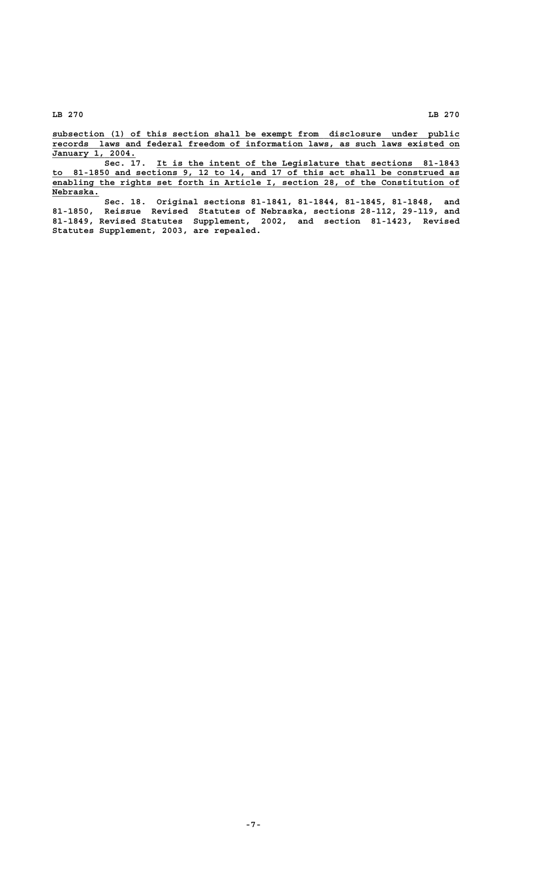subsection (1) of this section shall be exempt from disclosure under public records laws and federal freedom of information laws, as such laws existed on January 1, 2004.

Sec. 17. It is the intent of the Legislature that sections 81-1843 to 81-1850 and sections 9, 12 to 14, and 17 of this act shall be construed as enabling the rights set forth in Article I, section 28, of the Constitution of Nebraska.

Sec. 18. Original sections 81-1841, 81-1844, 81-1845, 81-1848, and 81-1850, Reissue Revised Statutes of Nebraska, sections 28-112, 29-119, and 81-1849, Revised Statutes Supplement, 2002, and section 81-1423, Revised Statutes Supplement, 2003, are repealed.